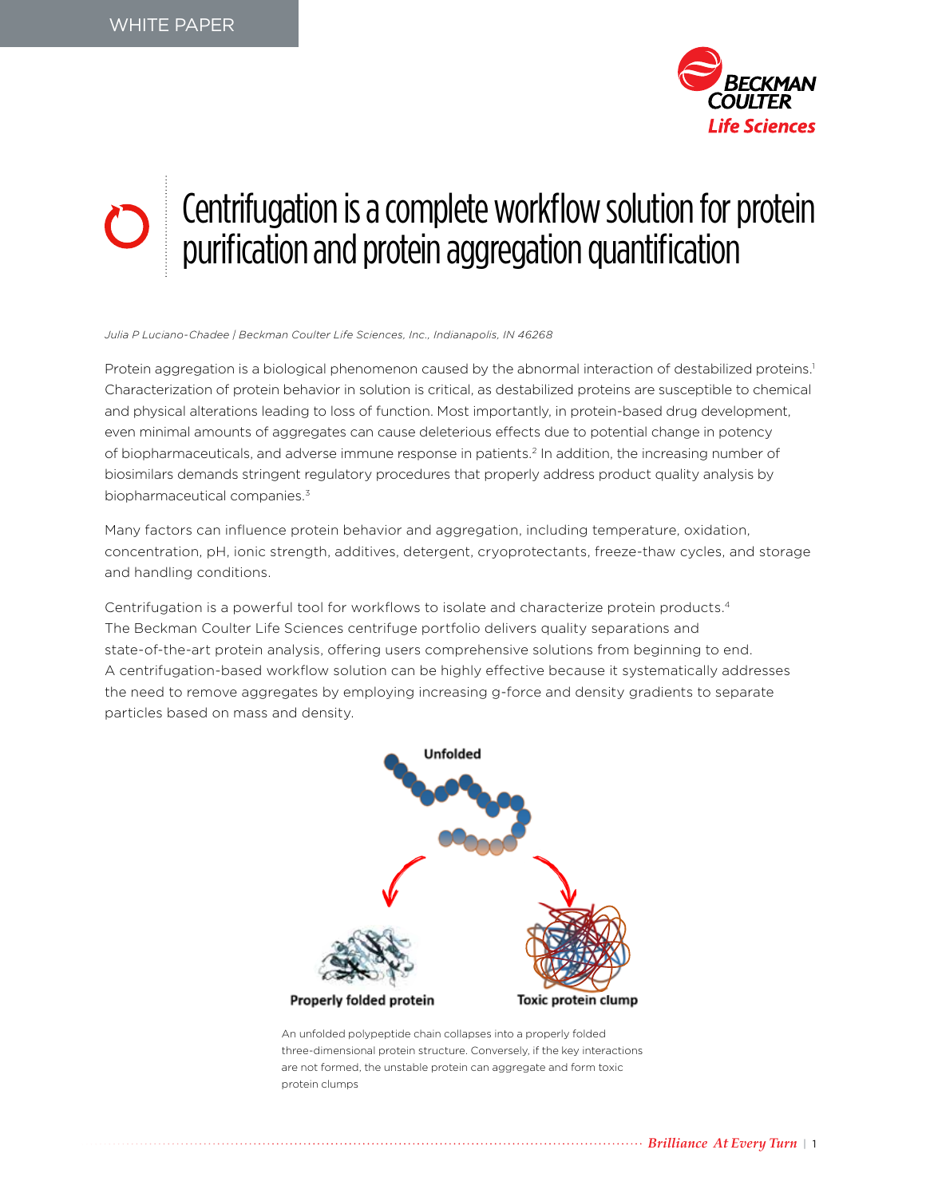WHITE PAPER

# Centrifugation is a complete workflow solution for protein purification and protein aggregation quantification

*Julia P Luciano-Chadee | Beckman Coulter Life Sciences, Inc., Indianapolis, IN 46268*

Protein aggregation is a biological phenomenon caused by the abnormal interaction of destabilized proteins.[1] Characterization of protein behavior in solution is critical, as destabilized proteins are susceptible to chemical and physical alterations leading to loss of function. Most importantly, in protein-based drug development, even minimal amounts of aggregates can cause deleterious effects due to potential change in potency of biopharmaceuticals, and adverse immune response in patients.[2] In addition, the increasing number of biosimilars demands stringent regulatory procedures that properly address product quality analysis by biopharmaceutical companies.[3]

Many factors can influence protein behavior and aggregation, including temperature, oxidation, concentration, pH, ionic strength, additives, detergent, cryoprotectants, freeze-thaw cycles, and storage and handling conditions.

Centrifugation is a powerful tool for workflows to isolate and characterize protein products.[4] The Beckman Coulter Life Sciences centrifuge portfolio delivers quality separations and state-of-the-art protein analysis, offering users comprehensive solutions from beginning to end. A centrifugation-based workflow solution can be highly effective because it systematically addresses the need to remove aggregates by employing increasing g-force and density gradients to separate particles based on mass and density.

Unfolded

Properly folded protein

Toxic protein clump

An unfolded polypeptide chain collapses into a properly folded three-dimensional protein structure. Conversely, if the key interactions are not formed, the unstable protein can aggregate and form toxic protein clumps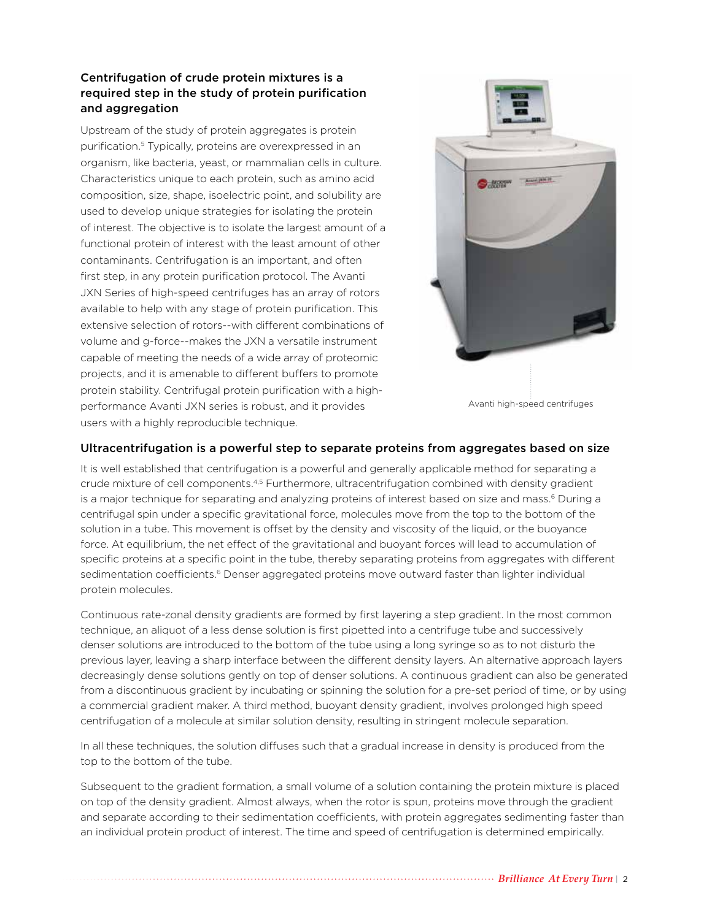### Centrifugation of crude protein mixtures is a required step in the study of protein purification and aggregation

Upstream of the study of protein aggregates is protein purification.[5] Typically, proteins are overexpressed in an organism, like bacteria, yeast, or mammalian cells in culture. Characteristics unique to each protein, such as amino acid composition, size, shape, isoelectric point, and solubility are used to develop unique strategies for isolating the protein of interest. The objective is to isolate the largest amount of a functional protein of interest with the least amount of other contaminants. Centrifugation is an important, and often first step, in any protein purification protocol. The Avanti JXN Series of high-speed centrifuges has an array of rotors available to help with any stage of protein purification. This extensive selection of rotors--with different combinations of volume and g-force--makes the JXN a versatile instrument capable of meeting the needs of a wide array of proteomic projects, and it is amenable to different buffers to promote protein stability. Centrifugal protein purification with a high-performance Avanti JXN series is robust, and it provides users with a highly reproducible technique.

Avanti high-speed centrifuges

### Ultracentrifugation is a powerful step to separate proteins from aggregates based on size

It is well established that centrifugation is a powerful and generally applicable method for separating a crude mixture of cell components.[4,5] Furthermore, ultracentrifugation combined with density gradient is a major technique for separating and analyzing proteins of interest based on size and mass.[6] During a centrifugal spin under a specific gravitational force, molecules move from the top to the bottom of the solution in a tube. This movement is offset by the density and viscosity of the liquid, or the buoyance force. At equilibrium, the net effect of the gravitational and buoyant forces will lead to accumulation of specific proteins at a specific point in the tube, thereby separating proteins from aggregates with different sedimentation coefficients.[6] Denser aggregated proteins move outward faster than lighter individual protein molecules.

Continuous rate-zonal density gradients are formed by first layering a step gradient. In the most common technique, an aliquot of a less dense solution is first pipetted into a centrifuge tube and successively denser solutions are introduced to the bottom of the tube using a long syringe so as to not disturb the previous layer, leaving a sharp interface between the different density layers. An alternative approach layers decreasingly dense solutions gently on top of denser solutions. A continuous gradient can also be generated from a discontinuous gradient by incubating or spinning the solution for a pre-set period of time, or by using a commercial gradient maker. A third method, buoyant density gradient, involves prolonged high speed centrifugation of a molecule at similar solution density, resulting in stringent molecule separation.

In all these techniques, the solution diffuses such that a gradual increase in density is produced from the top to the bottom of the tube.

Subsequent to the gradient formation, a small volume of a solution containing the protein mixture is placed on top of the density gradient. Almost always, when the rotor is spun, proteins move through the gradient and separate according to their sedimentation coefficients, with protein aggregates sedimenting faster than an individual protein product of interest. The time and speed of centrifugation is determined empirically.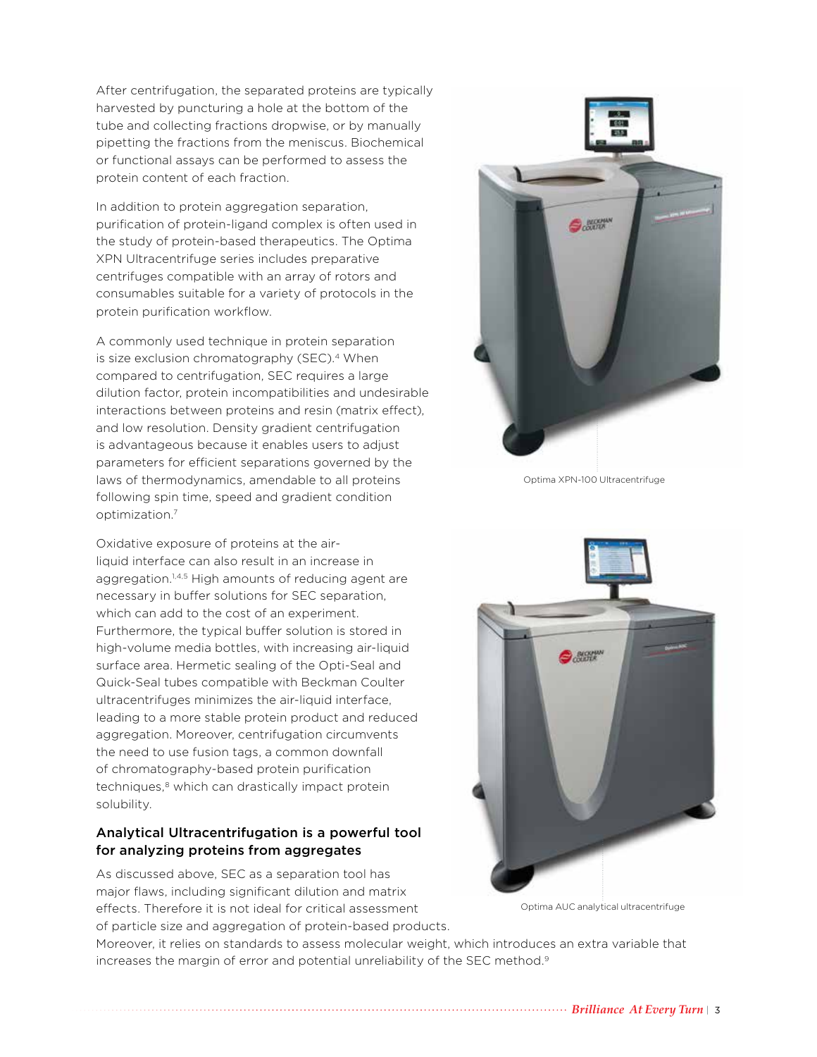After centrifugation, the separated proteins are typically harvested by puncturing a hole at the bottom of the tube and collecting fractions dropwise, or by manually pipetting the fractions from the meniscus. Biochemical or functional assays can be performed to assess the protein content of each fraction.

In addition to protein aggregation separation, purification of protein-ligand complex is often used in the study of protein-based therapeutics. The Optima XPN Ultracentrifuge series includes preparative centrifuges compatible with an array of rotors and consumables suitable for a variety of protocols in the protein purification workflow.

A commonly used technique in protein separation is size exclusion chromatography (SEC).[4] When compared to centrifugation, SEC requires a large dilution factor, protein incompatibilities and undesirable interactions between proteins and resin (matrix effect), and low resolution. Density gradient centrifugation is advantageous because it enables users to adjust parameters for efficient separations governed by the laws of thermodynamics, amendable to all proteins following spin time, speed and gradient condition optimization.[7]

Oxidative exposure of proteins at the air-liquid interface can also result in an increase in aggregation.[1,4,5] High amounts of reducing agent are necessary in buffer solutions for SEC separation, which can add to the cost of an experiment. Furthermore, the typical buffer solution is stored in high-volume media bottles, with increasing air-liquid surface area. Hermetic sealing of the Opti-Seal and Quick-Seal tubes compatible with Beckman Coulter ultracentrifuges minimizes the air-liquid interface, leading to a more stable protein product and reduced aggregation. Moreover, centrifugation circumvents the need to use fusion tags, a common downfall of chromatography-based protein purification techniques,[8] which can drastically impact protein solubility.

Optima XPN-100 Ultracentrifuge

Optima AUC analytical ultracentrifuge

## Analytical Ultracentrifugation is a powerful tool for analyzing proteins from aggregates

As discussed above, SEC as a separation tool has major flaws, including significant dilution and matrix effects. Therefore it is not ideal for critical assessment of particle size and aggregation of protein-based products. Moreover, it relies on standards to assess molecular weight, which introduces an extra variable that increases the margin of error and potential unreliability of the SEC method.[9]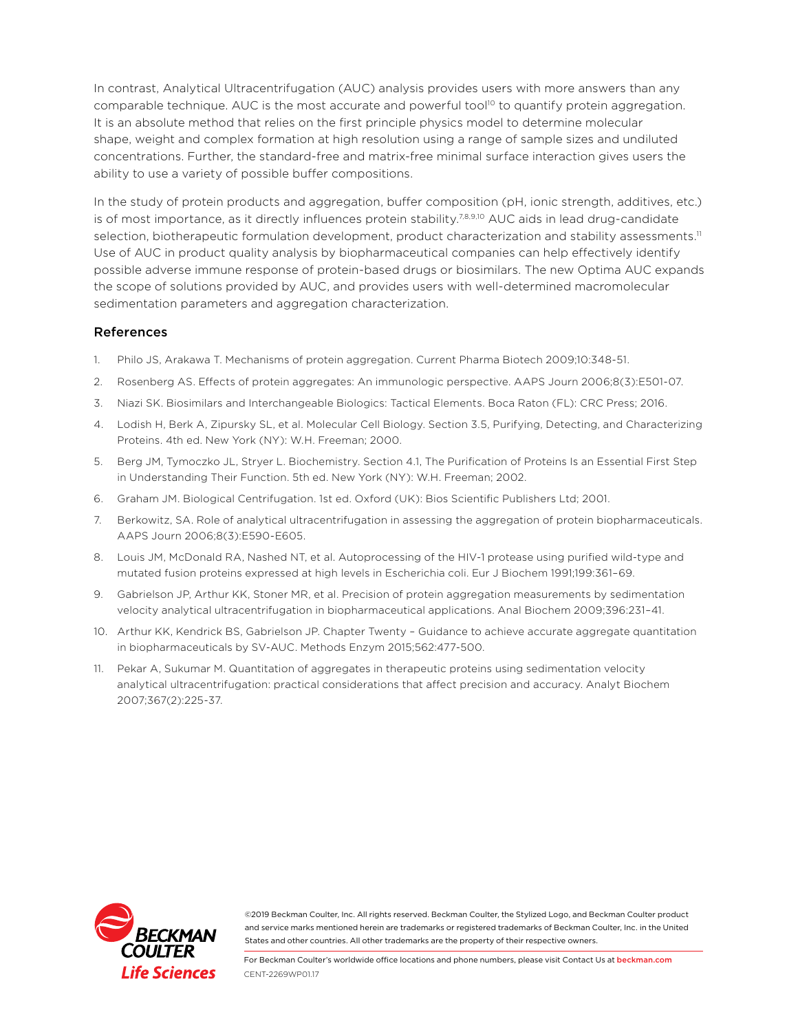In contrast, Analytical Ultracentrifugation (AUC) analysis provides users with more answers than any comparable technique. AUC is the most accurate and powerful tool[10] to quantify protein aggregation. It is an absolute method that relies on the first principle physics model to determine molecular shape, weight and complex formation at high resolution using a range of sample sizes and undiluted concentrations. Further, the standard-free and matrix-free minimal surface interaction gives users the ability to use a variety of possible buffer compositions.

In the study of protein products and aggregation, buffer composition (pH, ionic strength, additives, etc.) is of most importance, as it directly influences protein stability.[7,8,9,10] AUC aids in lead drug-candidate selection, biotherapeutic formulation development, product characterization and stability assessments.[11] Use of AUC in product quality analysis by biopharmaceutical companies can help effectively identify possible adverse immune response of protein-based drugs or biosimilars. The new Optima AUC expands the scope of solutions provided by AUC, and provides users with well-determined macromolecular sedimentation parameters and aggregation characterization.

## References

1. Philo JS, Arakawa T. Mechanisms of protein aggregation. Current Pharma Biotech 2009;10:348-51.
2. Rosenberg AS. Effects of protein aggregates: An immunologic perspective. AAPS Journ 2006;8(3):E501-07.
3. Niazi SK. Biosimilars and Interchangeable Biologics: Tactical Elements. Boca Raton (FL): CRC Press; 2016.
4. Lodish H, Berk A, Zipursky SL, et al. Molecular Cell Biology. Section 3.5, Purifying, Detecting, and Characterizing Proteins. 4th ed. New York (NY): W.H. Freeman; 2000.
5. Berg JM, Tymoczko JL, Stryer L. Biochemistry. Section 4.1, The Purification of Proteins Is an Essential First Step in Understanding Their Function. 5th ed. New York (NY): W.H. Freeman; 2002.
6. Graham JM. Biological Centrifugation. 1st ed. Oxford (UK): Bios Scientific Publishers Ltd; 2001.
7. Berkowitz, SA. Role of analytical ultracentrifugation in assessing the aggregation of protein biopharmaceuticals. AAPS Journ 2006;8(3):E590-E605.
8. Louis JM, McDonald RA, Nashed NT, et al. Autoprocessing of the HIV-1 protease using purified wild-type and mutated fusion proteins expressed at high levels in Escherichia coli. Eur J Biochem 1991;199:361–69.
9. Gabrielson JP, Arthur KK, Stoner MR, et al. Precision of protein aggregation measurements by sedimentation velocity analytical ultracentrifugation in biopharmaceutical applications. Anal Biochem 2009;396:231–41.
10. Arthur KK, Kendrick BS, Gabrielson JP. Chapter Twenty – Guidance to achieve accurate aggregate quantitation in biopharmaceuticals by SV-AUC. Methods Enzym 2015;562:477-500.
11. Pekar A, Sukumar M. Quantitation of aggregates in therapeutic proteins using sedimentation velocity analytical ultracentrifugation: practical considerations that affect precision and accuracy. Analyt Biochem 2007;367(2):225-37.

BECKMAN COULTER Life Sciences

©2019 Beckman Coulter, Inc. All rights reserved. Beckman Coulter, the Stylized Logo, and Beckman Coulter product and service marks mentioned herein are trademarks or registered trademarks of Beckman Coulter, Inc. in the United States and other countries. All other trademarks are the property of their respective owners.

For Beckman Coulter's worldwide office locations and phone numbers, please visit Contact Us at beckman.com

CENT-2269WP01.17